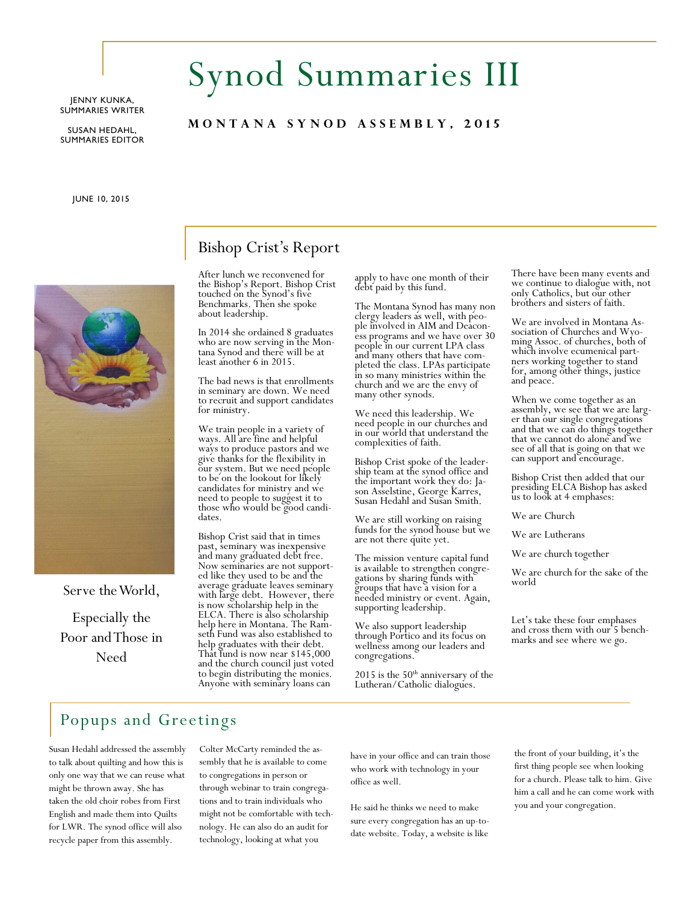# Synod Summaries III

JENNY KUNKA, SUMMARIES WRITER

SUSAN HEDAHL, SUMMARIES EDITOR

**MONTANA SYNOD ASSEMBLY, 2015**

JUNE 10, 2015

Serve the World, Especially the Poor and Those in Need

## Bishop Crist's Report

After lunch we reconvened for the Bishop's Report. Bishop Crist touched on the Synod's five Benchmarks. Then she spoke about leadership.

In 2014 she ordained 8 graduates who are now serving in the Montana Synod and there will be at least another 6 in 2015.

The bad news is that enrollments in seminary are down. We need to recruit and support candidates for ministry.

We train people in a variety of ways. All are fine and helpful ways to produce pastors and we give thanks for the flexibility in our system. But we need people to be on the lookout for likely candidates for ministry and we need to people to suggest it to those who would be good candidates.

Bishop Crist said that in times past, seminary was inexpensive and many graduated debt free. Now seminaries are not supported like they used to be and the average graduate leaves seminary with large debt. However, there is now scholarship help in the ELCA. There is also scholarship help here in Montana. The Ramseth Fund was also established to help graduates with their debt. That fund is now near $145,000 and the church council just voted to begin distributing the monies. Anyone with seminary loans can apply to have one month of their debt paid by this fund.

The Montana Synod has many non clergy leaders as well, with people involved in AIM and Deaconess programs and we have over 30 people in our current LPA class and many others that have completed the class. LPAs participate in so many ministries within the church and we are the envy of many other synods.

We need this leadership. We need people in our churches and in our world that understand the complexities of faith.

Bishop Crist spoke of the leadership team at the synod office and the important work they do: Jason Asselstine, George Karres, Susan Hedahl and Susan Smith.

We are still working on raising funds for the synod house but we are not there quite yet.

The mission venture capital fund is available to strengthen congregations by sharing funds with groups that have a vision for a needed ministry or event. Again, supporting leadership.

We also support leadership through Portico and its focus on wellness among our leaders and congregations.

2015 is the 50th anniversary of the Lutheran/Catholic dialogues.

There have been many events and we continue to dialogue with, not only Catholics, but our other brothers and sisters of faith.

We are involved in Montana Association of Churches and Wyoming Assoc. of churches, both of which involve ecumenical partners working together to stand for, among other things, justice and peace.

When we come together as an assembly, we see that we are larger than our single congregations and that we can do things together that we cannot do alone and we see of all that is going on that we can support and encourage.

Bishop Crist then added that our presiding ELCA Bishop has asked us to look at 4 emphases:

We are Church

We are Lutherans

We are church together

We are church for the sake of the world

Let's take these four emphases and cross them with our 5 benchmarks and see where we go.

## Popups and Greetings

Susan Hedahl addressed the assembly to talk about quilting and how this is only one way that we can reuse what might be thrown away. She has taken the old choir robes from First English and made them into Quilts for LWR. The synod office will also recycle paper from this assembly.

Colter McCarty reminded the assembly that he is available to come to congregations in person or through webinar to train congregations and to train individuals who might not be comfortable with technology. He can also do an audit for technology, looking at what you have in your office and can train those who work with technology in your office as well.

He said he thinks we need to make sure every congregation has an up-to-date website. Today, a website is like the front of your building, it's the first thing people see when looking for a church. Please talk to him. Give him a call and he can come work with you and your congregation.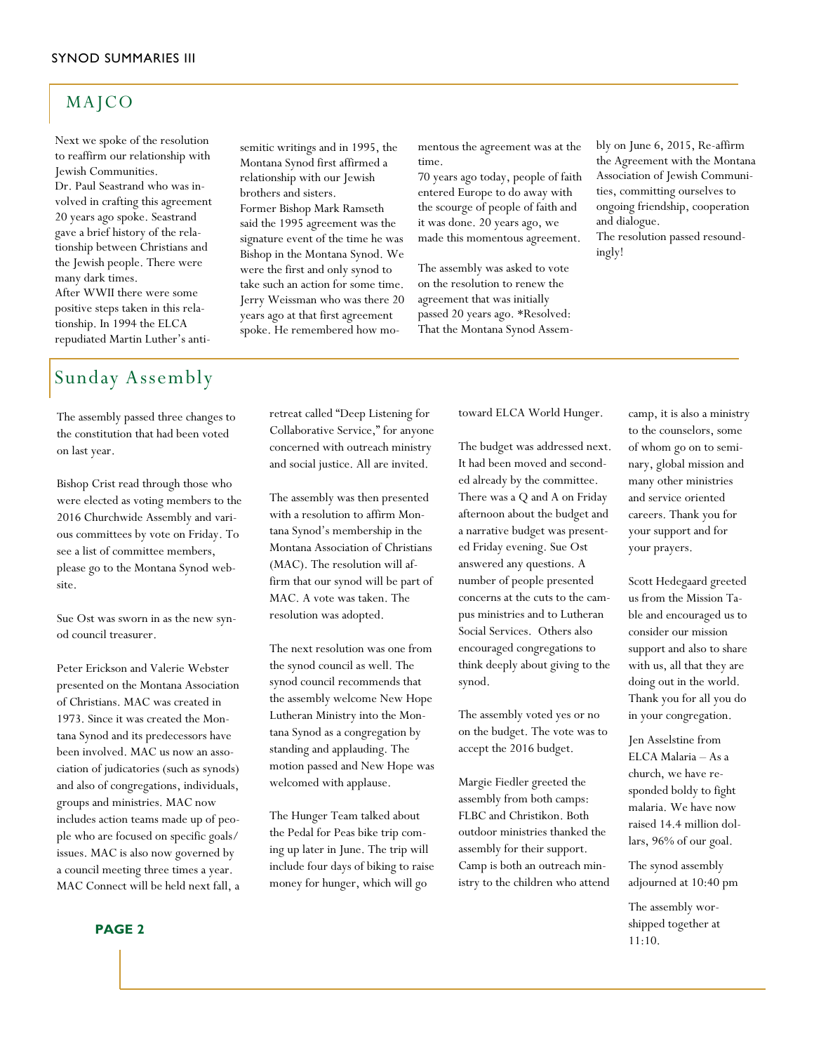## MAJCO

Next we spoke of the resolution to reaffirm our relationship with Jewish Communities.
Dr. Paul Seastrand who was involved in crafting this agreement 20 years ago spoke. Seastrand gave a brief history of the relationship between Christians and the Jewish people. There were many dark times.
After WWII there were some positive steps taken in this relationship. In 1994 the ELCA repudiated Martin Luther's anti-semitic writings and in 1995, the Montana Synod first affirmed a relationship with our Jewish brothers and sisters.
Former Bishop Mark Ramseth said the 1995 agreement was the signature event of the time he was Bishop in the Montana Synod. We were the first and only synod to take such an action for some time.
Jerry Weissman who was there 20 years ago at that first agreement spoke. He remembered how momentous the agreement was at the time.
70 years ago today, people of faith entered Europe to do away with the scourge of people of faith and it was done. 20 years ago, we made this momentous agreement.

The assembly was asked to vote on the resolution to renew the agreement that was initially passed 20 years ago. *Resolved: That the Montana Synod Assembly on June 6, 2015, Re-affirm the Agreement with the Montana Association of Jewish Communities, committing ourselves to ongoing friendship, cooperation and dialogue.
The resolution passed resoundingly!

## Sunday Assembly

The assembly passed three changes to the constitution that had been voted on last year.

Bishop Crist read through those who were elected as voting members to the 2016 Churchwide Assembly and various committees by vote on Friday. To see a list of committee members, please go to the Montana Synod website.

Sue Ost was sworn in as the new synod council treasurer.

Peter Erickson and Valerie Webster presented on the Montana Association of Christians. MAC was created in 1973. Since it was created the Montana Synod and its predecessors have been involved. MAC us now an association of judicatories (such as synods) and also of congregations, individuals, groups and ministries. MAC now includes action teams made up of people who are focused on specific goals/ issues. MAC is also now governed by a council meeting three times a year. MAC Connect will be held next fall, a retreat called "Deep Listening for Collaborative Service," for anyone concerned with outreach ministry and social justice. All are invited.

The assembly was then presented with a resolution to affirm Montana Synod's membership in the Montana Association of Christians (MAC). The resolution will affirm that our synod will be part of MAC. A vote was taken. The resolution was adopted.

The next resolution was one from the synod council as well. The synod council recommends that the assembly welcome New Hope Lutheran Ministry into the Montana Synod as a congregation by standing and applauding. The motion passed and New Hope was welcomed with applause.

The Hunger Team talked about the Pedal for Peas bike trip coming up later in June. The trip will include four days of biking to raise money for hunger, which will go toward ELCA World Hunger.

The budget was addressed next. It had been moved and seconded already by the committee. There was a Q and A on Friday afternoon about the budget and a narrative budget was presented Friday evening. Sue Ost answered any questions. A number of people presented concerns at the cuts to the campus ministries and to Lutheran Social Services. Others also encouraged congregations to think deeply about giving to the synod.

The assembly voted yes or no on the budget. The vote was to accept the 2016 budget.

Margie Fiedler greeted the assembly from both camps: FLBC and Christikon. Both outdoor ministries thanked the assembly for their support. Camp is both an outreach ministry to the children who attend camp, it is also a ministry to the counselors, some of whom go on to seminary, global mission and many other ministries and service oriented careers. Thank you for your support and for your prayers.

Scott Hedegaard greeted us from the Mission Table and encouraged us to consider our mission support and also to share with us, all that they are doing out in the world. Thank you for all you do in your congregation.

Jen Asselstine from ELCA Malaria – As a church, we have responded boldy to fight malaria. We have now raised 14.4 million dollars, 96% of our goal.

The synod assembly adjourned at 10:40 pm

The assembly worshipped together at 11:10.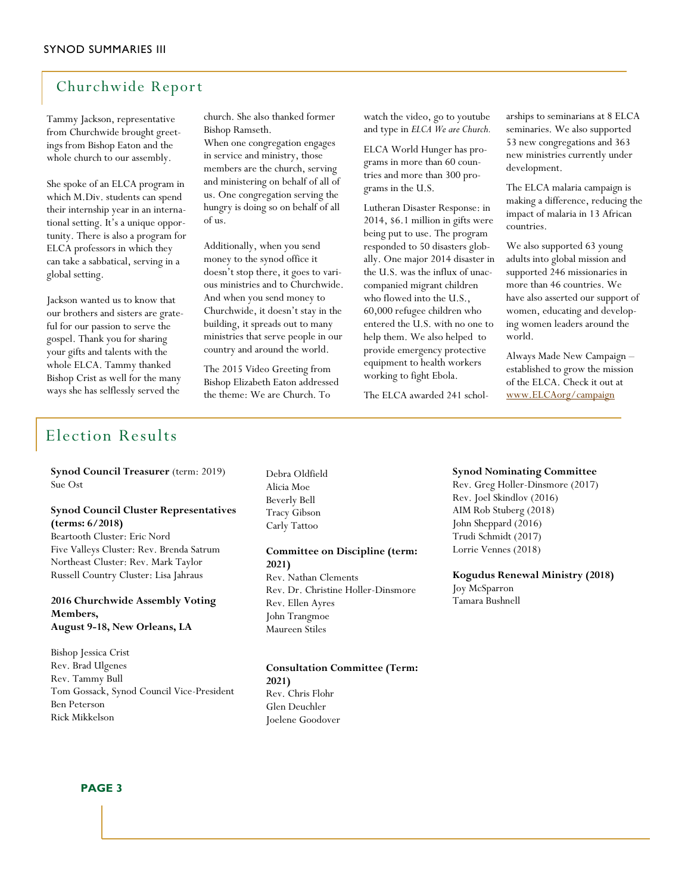## Churchwide Report

Tammy Jackson, representative from Churchwide brought greetings from Bishop Eaton and the whole church to our assembly.

She spoke of an ELCA program in which M.Div. students can spend their internship year in an international setting. It's a unique opportunity. There is also a program for ELCA professors in which they can take a sabbatical, serving in a global setting.

Jackson wanted us to know that our brothers and sisters are grateful for our passion to serve the gospel. Thank you for sharing your gifts and talents with the whole ELCA. Tammy thanked Bishop Crist as well for the many ways she has selflessly served the church. She also thanked former Bishop Ramseth.
When one congregation engages in service and ministry, those members are the church, serving and ministering on behalf of all of us. One congregation serving the hungry is doing so on behalf of all of us.

Additionally, when you send money to the synod office it doesn't stop there, it goes to various ministries and to Churchwide. And when you send money to Churchwide, it doesn't stay in the building, it spreads out to many ministries that serve people in our country and around the world.

The 2015 Video Greeting from Bishop Elizabeth Eaton addressed the theme: We are Church. To watch the video, go to youtube and type in *ELCA We are Church.*

ELCA World Hunger has programs in more than 60 countries and more than 300 programs in the U.S.

Lutheran Disaster Response: in 2014, $6.1 million in gifts were being put to use. The program responded to 50 disasters globally. One major 2014 disaster in the U.S. was the influx of unaccompanied migrant children who flowed into the U.S., 60,000 refugee children who entered the U.S. with no one to help them. We also helped to provide emergency protective equipment to health workers working to fight Ebola.

The ELCA awarded 241 scholarships to seminarians at 8 ELCA seminaries. We also supported 53 new congregations and 363 new ministries currently under development.

The ELCA malaria campaign is making a difference, reducing the impact of malaria in 13 African countries.

We also supported 63 young adults into global mission and supported 246 missionaries in more than 46 countries. We have also asserted our support of women, educating and developing women leaders around the world.

Always Made New Campaign – established to grow the mission of the ELCA. Check it out at www.ELCAorg/campaign

## Election Results

**Synod Council Treasurer** (term: 2019)
Sue Ost

**Synod Council Cluster Representatives (terms: 6/2018)**
Beartooth Cluster: Eric Nord
Five Valleys Cluster: Rev. Brenda Satrum
Northeast Cluster: Rev. Mark Taylor
Russell Country Cluster: Lisa Jahraus

**2016 Churchwide Assembly Voting Members,
August 9-18, New Orleans, LA**

Bishop Jessica Crist
Rev. Brad Ulgenes
Rev. Tammy Bull
Tom Gossack, Synod Council Vice-President
Ben Peterson
Rick Mikkelson
Debra Oldfield
Alicia Moe
Beverly Bell
Tracy Gibson
Carly Tattoo

**Committee on Discipline (term: 2021)**
Rev. Nathan Clements
Rev. Dr. Christine Holler-Dinsmore
Rev. Ellen Ayres
John Trangmoe
Maureen Stiles

**Consultation Committee (Term: 2021)**
Rev. Chris Flohr
Glen Deuchler
Joelene Goodover

**Synod Nominating Committee**
Rev. Greg Holler-Dinsmore (2017)
Rev. Joel Skindlov (2016)
AIM Rob Stuberg (2018)
John Sheppard (2016)
Trudi Schmidt (2017)
Lorrie Vennes (2018)

**Kogudus Renewal Ministry (2018)**
Joy McSparron
Tamara Bushnell